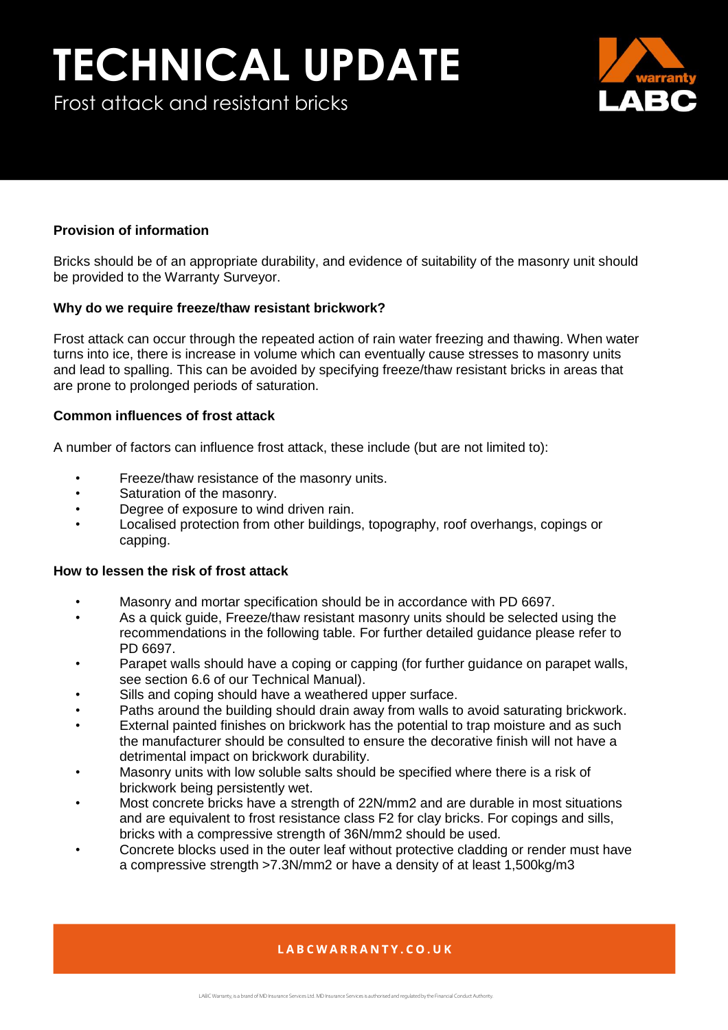# TECHNICAL UPDATE

Frost attack and resistant bricks

**Provision of information**

Bricks should be of an appropriate durability, and evidence of suitability of the masonry unit should be provided to the Warranty Surveyor.

**Why do we require freeze/thaw resistant brickwork?**

Frost attack can occur through the repeated action of rain water freezing and thawing. When water turns into ice, there is increase in volume which can eventually cause stresses to masonry units and lead to spalling. This can be avoided by specifying freeze/thaw resistant bricks in areas that are prone to prolonged periods of saturation.

**Common influences of frost attack**

A number of factors can influence frost attack, these include (but are not limited to):

- Freeze/thaw resistance of the masonry units.
- Saturation of the masonry.
- Degree of exposure to wind driven rain.
- Localised protection from other buildings, topography, roof overhangs, copings or capping.

**How to lessen the risk of frost attack**

- Masonry and mortar specification should be in accordance with PD 6697.
- As a quick guide, Freeze/thaw resistant masonry units should be selected using the recommendations in the following table. For further detailed guidance please refer to PD 6697.
- Parapet walls should have a coping or capping (for further guidance on parapet walls, see section 6.6 of our Technical Manual).
- Sills and coping should have a weathered upper surface.
- Paths around the building should drain away from walls to avoid saturating brickwork.
- External painted finishes on brickwork has the potential to trap moisture and as such the manufacturer should be consulted to ensure the decorative finish will not have a detrimental impact on brickwork durability.
- Masonry units with low soluble salts should be specified where there is a risk of brickwork being persistently wet.
- Most concrete bricks have a strength of 22N/mm2 and are durable in most situations and are equivalent to frost resistance class F2 for clay bricks. For copings and sills, bricks with a compressive strength of 36N/mm2 should be used.
- Concrete blocks used in the outer leaf without protective cladding or render must have a compressive strength >7.3N/mm2 or have a density of at least 1,500kg/m3

**LABCWARRANTY.CO.UK**

LABC Warranty, is a brand of MD Insurance Services Ltd. MD Insurance Services is authorised and regulated by the Financial Conduct Authority.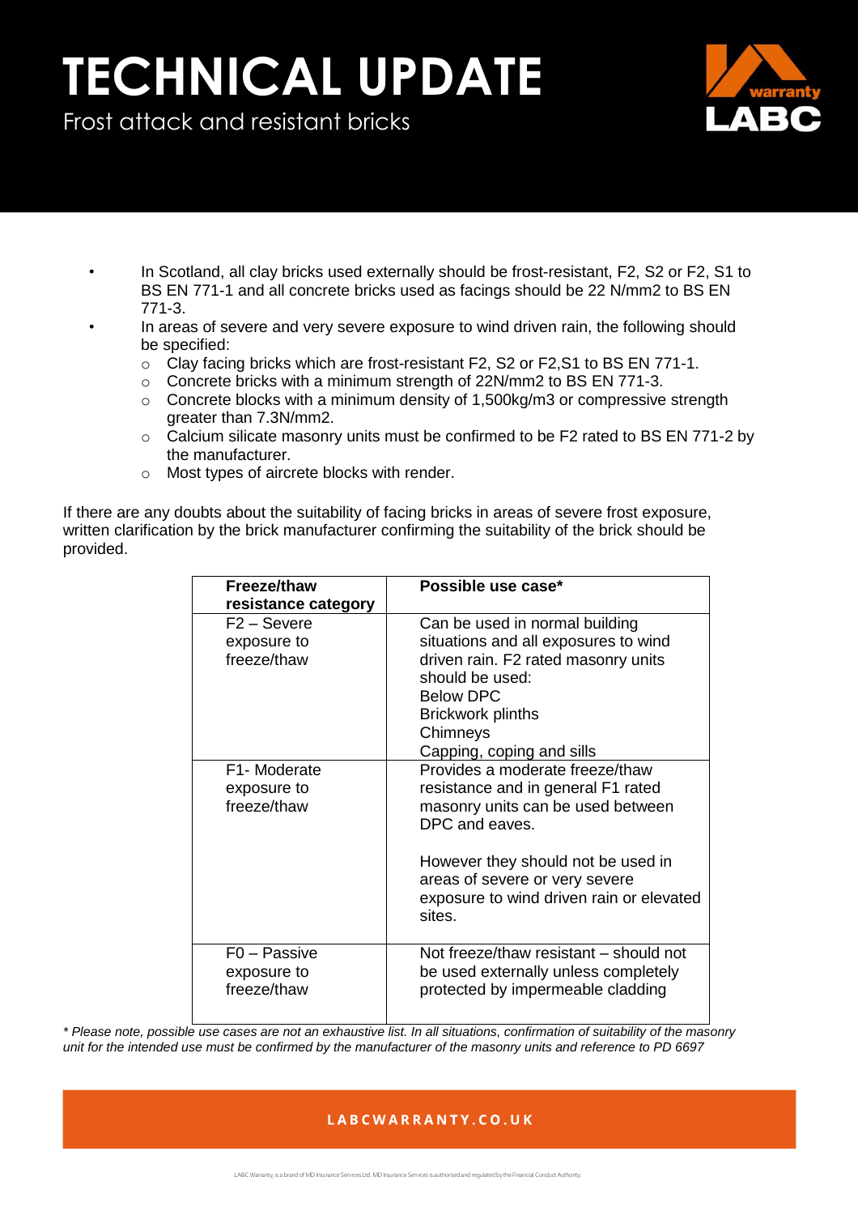# TECHNICAL UPDATE

Frost attack and resistant bricks

- In Scotland, all clay bricks used externally should be frost-resistant, F2, S2 or F2, S1 to BS EN 771-1 and all concrete bricks used as facings should be 22 N/mm2 to BS EN 771-3.
- In areas of severe and very severe exposure to wind driven rain, the following should be specified:
  - Clay facing bricks which are frost-resistant F2, S2 or F2,S1 to BS EN 771-1.
  - Concrete bricks with a minimum strength of 22N/mm2 to BS EN 771-3.
  - Concrete blocks with a minimum density of 1,500kg/m3 or compressive strength greater than 7.3N/mm2.
  - Calcium silicate masonry units must be confirmed to be F2 rated to BS EN 771-2 by the manufacturer.
  - Most types of aircrete blocks with render.

If there are any doubts about the suitability of facing bricks in areas of severe frost exposure, written clarification by the brick manufacturer confirming the suitability of the brick should be provided.

| Freeze/thaw resistance category | Possible use case* |
|---|---|
| F2 – Severe exposure to freeze/thaw | Can be used in normal building situations and all exposures to wind driven rain. F2 rated masonry units should be used:<br>Below DPC<br>Brickwork plinths<br>Chimneys<br>Capping, coping and sills |
| F1- Moderate exposure to freeze/thaw | Provides a moderate freeze/thaw resistance and in general F1 rated masonry units can be used between DPC and eaves.<br><br>However they should not be used in areas of severe or very severe exposure to wind driven rain or elevated sites. |
| F0 – Passive exposure to freeze/thaw | Not freeze/thaw resistant – should not be used externally unless completely protected by impermeable cladding |

*\* Please note, possible use cases are not an exhaustive list. In all situations, confirmation of suitability of the masonry unit for the intended use must be confirmed by the manufacturer of the masonry units and reference to PD 6697*

LABCWARRANTY.CO.UK

LABC Warranty, is a brand of MD Insurance Services Ltd. MD Insurance Services is authorised and regulated by the Financial Conduct Authority.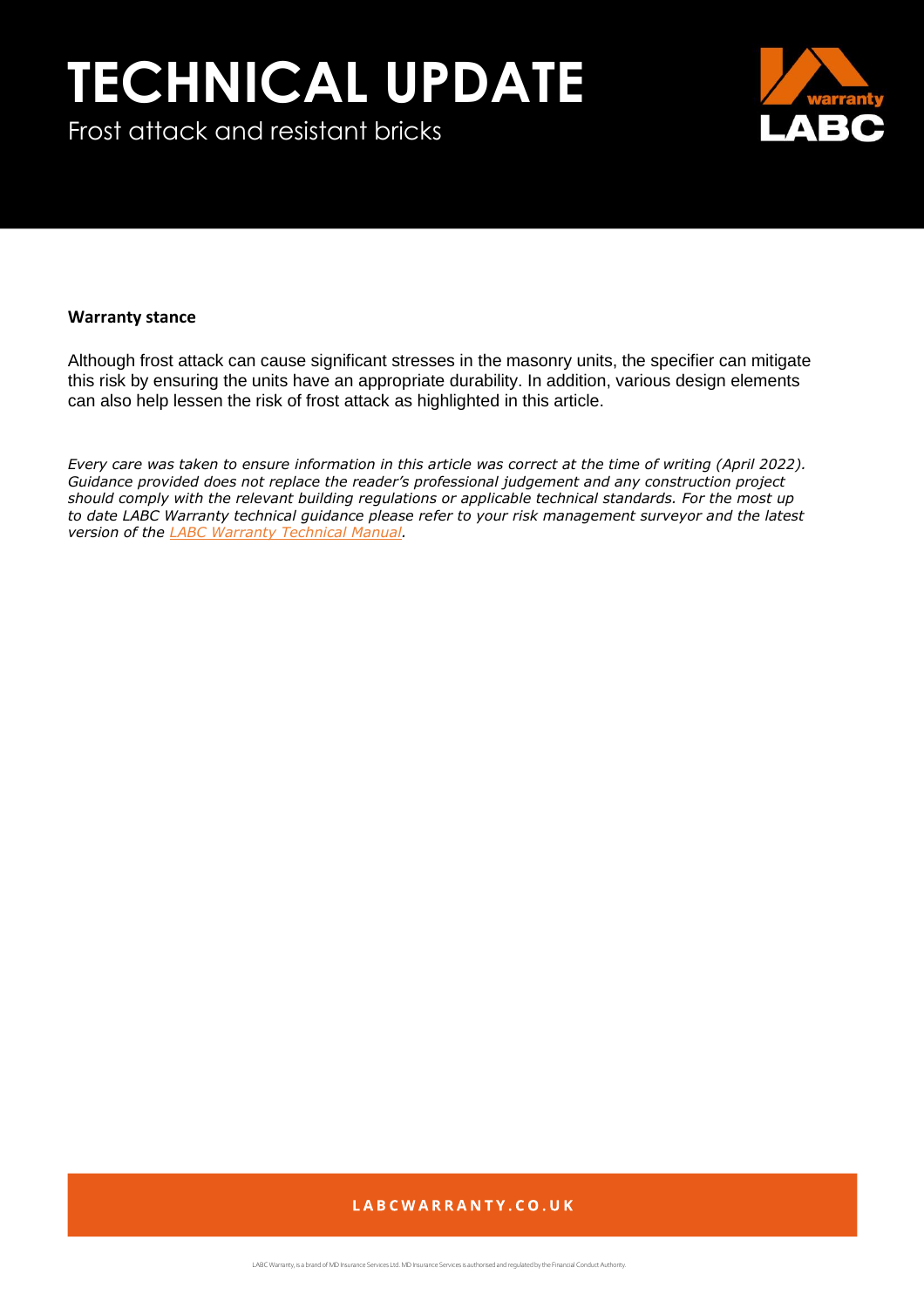## Warranty stance

Although frost attack can cause significant stresses in the masonry units, the specifier can mitigate this risk by ensuring the units have an appropriate durability. In addition, various design elements can also help lessen the risk of frost attack as highlighted in this article.

*Every care was taken to ensure information in this article was correct at the time of writing (April 2022). Guidance provided does not replace the reader's professional judgement and any construction project should comply with the relevant building regulations or applicable technical standards. For the most up to date LABC Warranty technical guidance please refer to your risk management surveyor and the latest version of the [LABC Warranty Technical Manual](#).*